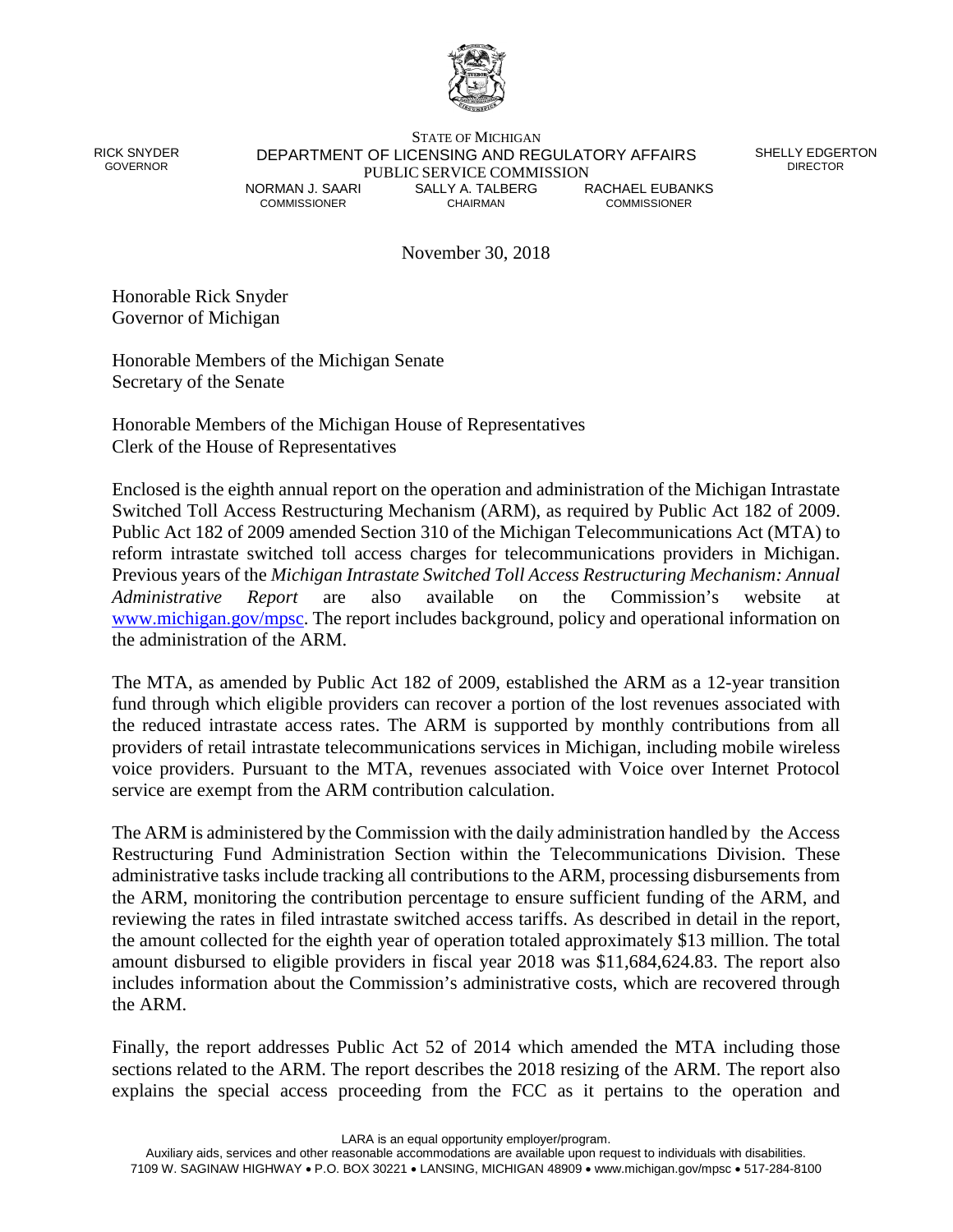STATE OF MICHIGAN
DEPARTMENT OF LICENSING AND REGULATORY AFFAIRS
PUBLIC SERVICE COMMISSION

RICK SNYDER
GOVERNOR

SHELLY EDGERTON
DIRECTOR

NORMAN J. SAARI
COMMISSIONER

SALLY A. TALBERG
CHAIRMAN

RACHAEL EUBANKS
COMMISSIONER

November 30, 2018

Honorable Rick Snyder
Governor of Michigan

Honorable Members of the Michigan Senate
Secretary of the Senate

Honorable Members of the Michigan House of Representatives
Clerk of the House of Representatives

Enclosed is the eighth annual report on the operation and administration of the Michigan Intrastate Switched Toll Access Restructuring Mechanism (ARM), as required by Public Act 182 of 2009. Public Act 182 of 2009 amended Section 310 of the Michigan Telecommunications Act (MTA) to reform intrastate switched toll access charges for telecommunications providers in Michigan. Previous years of the *Michigan Intrastate Switched Toll Access Restructuring Mechanism: Annual Administrative Report* are also available on the Commission's website at www.michigan.gov/mpsc. The report includes background, policy and operational information on the administration of the ARM.

The MTA, as amended by Public Act 182 of 2009, established the ARM as a 12-year transition fund through which eligible providers can recover a portion of the lost revenues associated with the reduced intrastate access rates. The ARM is supported by monthly contributions from all providers of retail intrastate telecommunications services in Michigan, including mobile wireless voice providers. Pursuant to the MTA, revenues associated with Voice over Internet Protocol service are exempt from the ARM contribution calculation.

The ARM is administered by the Commission with the daily administration handled by the Access Restructuring Fund Administration Section within the Telecommunications Division. These administrative tasks include tracking all contributions to the ARM, processing disbursements from the ARM, monitoring the contribution percentage to ensure sufficient funding of the ARM, and reviewing the rates in filed intrastate switched access tariffs. As described in detail in the report, the amount collected for the eighth year of operation totaled approximately $13 million. The total amount disbursed to eligible providers in fiscal year 2018 was $11,684,624.83. The report also includes information about the Commission's administrative costs, which are recovered through the ARM.

Finally, the report addresses Public Act 52 of 2014 which amended the MTA including those sections related to the ARM. The report describes the 2018 resizing of the ARM. The report also explains the special access proceeding from the FCC as it pertains to the operation and

LARA is an equal opportunity employer/program.
Auxiliary aids, services and other reasonable accommodations are available upon request to individuals with disabilities.
7109 W. SAGINAW HIGHWAY • P.O. BOX 30221 • LANSING, MICHIGAN 48909 • www.michigan.gov/mpsc • 517-284-8100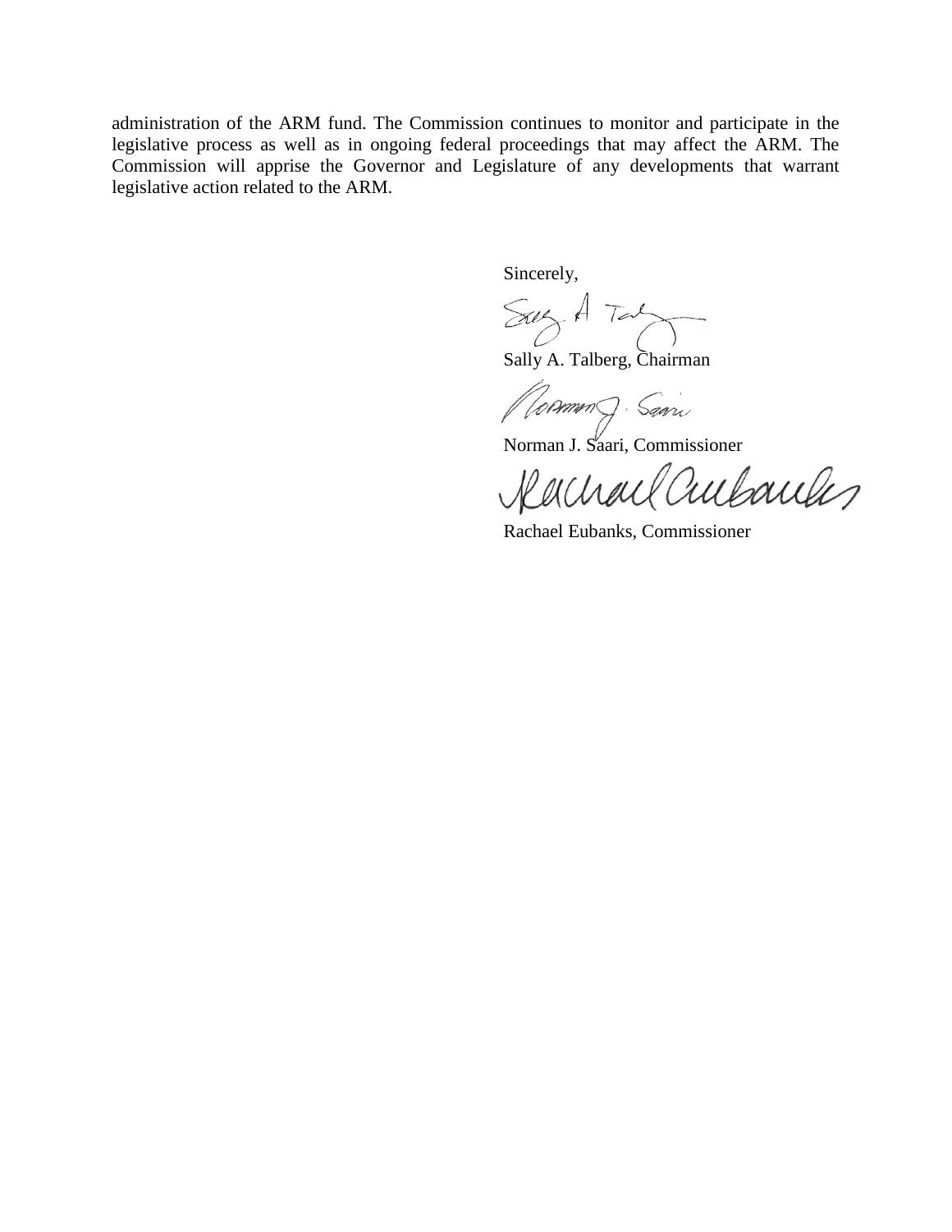administration of the ARM fund. The Commission continues to monitor and participate in the legislative process as well as in ongoing federal proceedings that may affect the ARM. The Commission will apprise the Governor and Legislature of any developments that warrant legislative action related to the ARM.

Sincerely,

Sally A. Talberg, Chairman

Norman J. Saari, Commissioner

Rachael Eubanks, Commissioner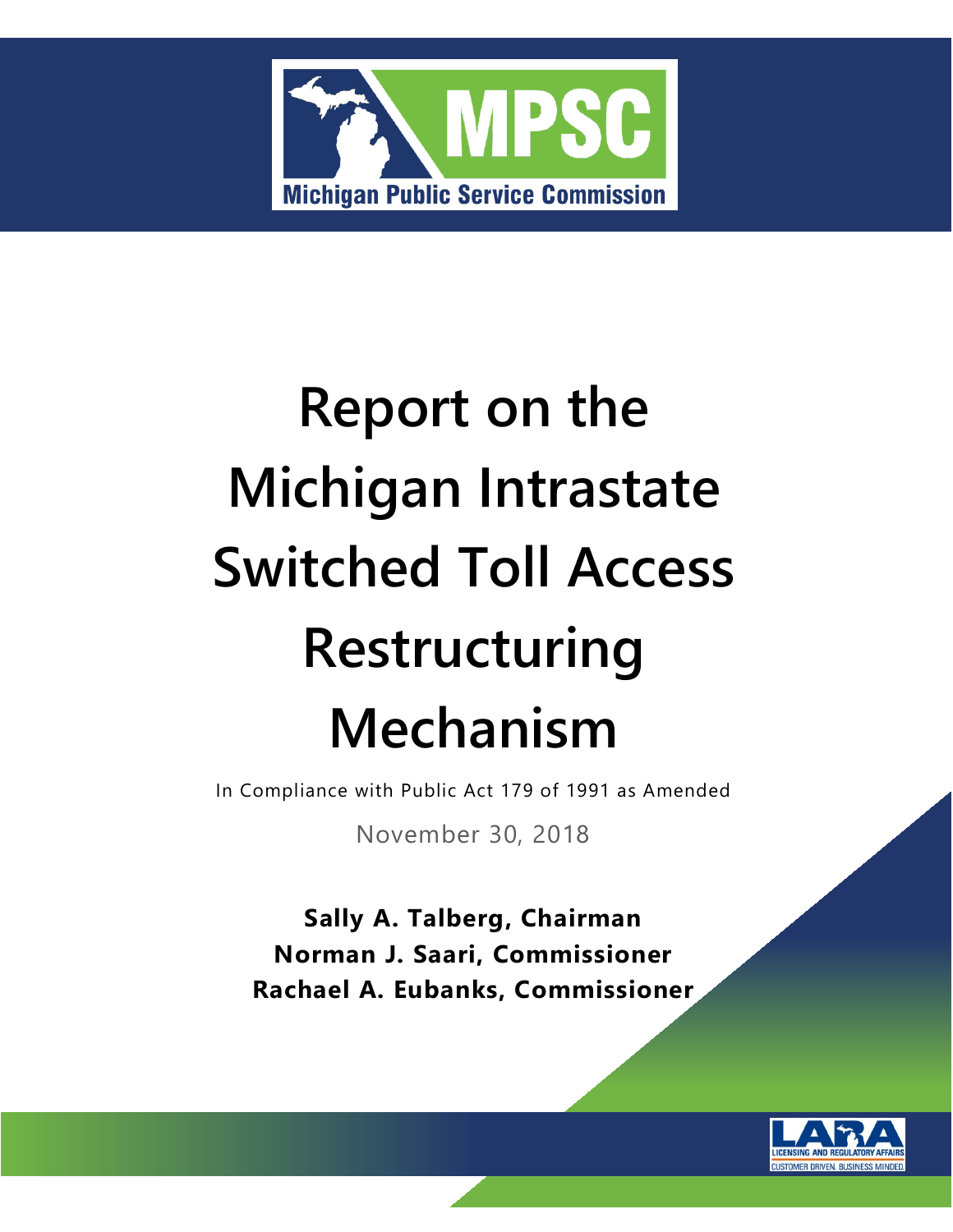# Report on the Michigan Intrastate Switched Toll Access Restructuring Mechanism

In Compliance with Public Act 179 of 1991 as Amended

November 30, 2018

**Sally A. Talberg, Chairman**
**Norman J. Saari, Commissioner**
**Rachael A. Eubanks, Commissioner**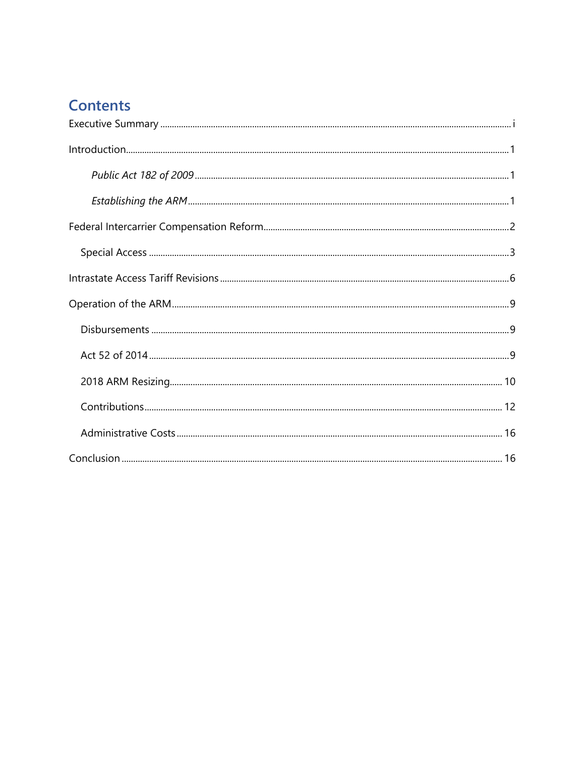# Contents

Executive Summary .................................................................................................................... i

Introduction.................................................................................................................................. 1

*Public Act 182 of 2009* ........................................................................................................ 1

*Establishing the ARM* .......................................................................................................... 1

Federal Intercarrier Compensation Reform.......................................................................... 2

Special Access ........................................................................................................................ 3

Intrastate Access Tariff Revisions ........................................................................................... 6

Operation of the ARM................................................................................................................ 9

Disbursements ........................................................................................................................ 9

Act 52 of 2014.......................................................................................................................... 9

2018 ARM Resizing.................................................................................................................. 10

Contributions........................................................................................................................... 12

Administrative Costs ................................................................................................................ 16

Conclusion .................................................................................................................................. 16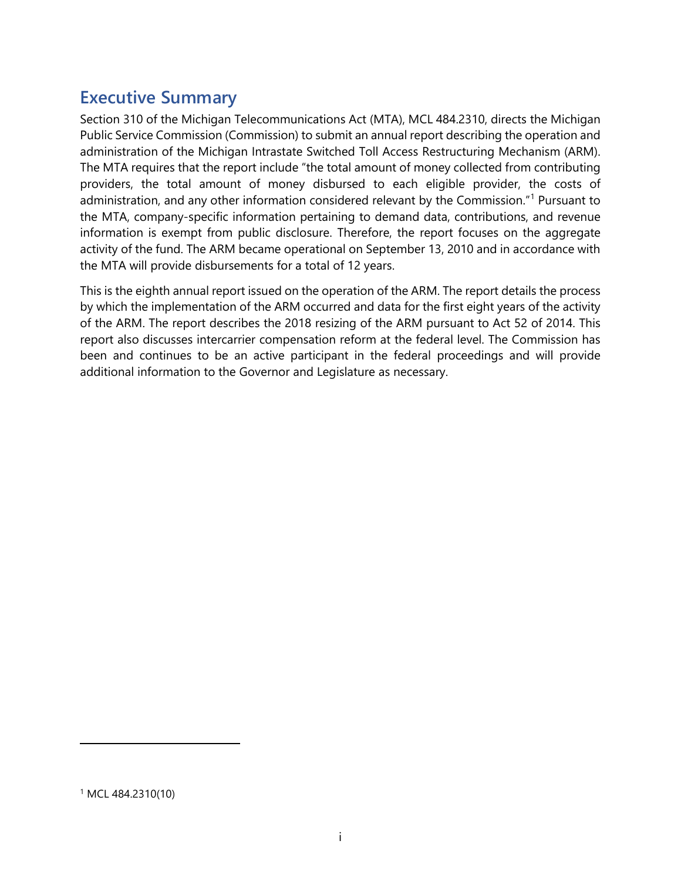## Executive Summary

Section 310 of the Michigan Telecommunications Act (MTA), MCL 484.2310, directs the Michigan Public Service Commission (Commission) to submit an annual report describing the operation and administration of the Michigan Intrastate Switched Toll Access Restructuring Mechanism (ARM). The MTA requires that the report include "the total amount of money collected from contributing providers, the total amount of money disbursed to each eligible provider, the costs of administration, and any other information considered relevant by the Commission."[1] Pursuant to the MTA, company-specific information pertaining to demand data, contributions, and revenue information is exempt from public disclosure. Therefore, the report focuses on the aggregate activity of the fund. The ARM became operational on September 13, 2010 and in accordance with the MTA will provide disbursements for a total of 12 years.

This is the eighth annual report issued on the operation of the ARM. The report details the process by which the implementation of the ARM occurred and data for the first eight years of the activity of the ARM. The report describes the 2018 resizing of the ARM pursuant to Act 52 of 2014. This report also discusses intercarrier compensation reform at the federal level. The Commission has been and continues to be an active participant in the federal proceedings and will provide additional information to the Governor and Legislature as necessary.

[1] MCL 484.2310(10)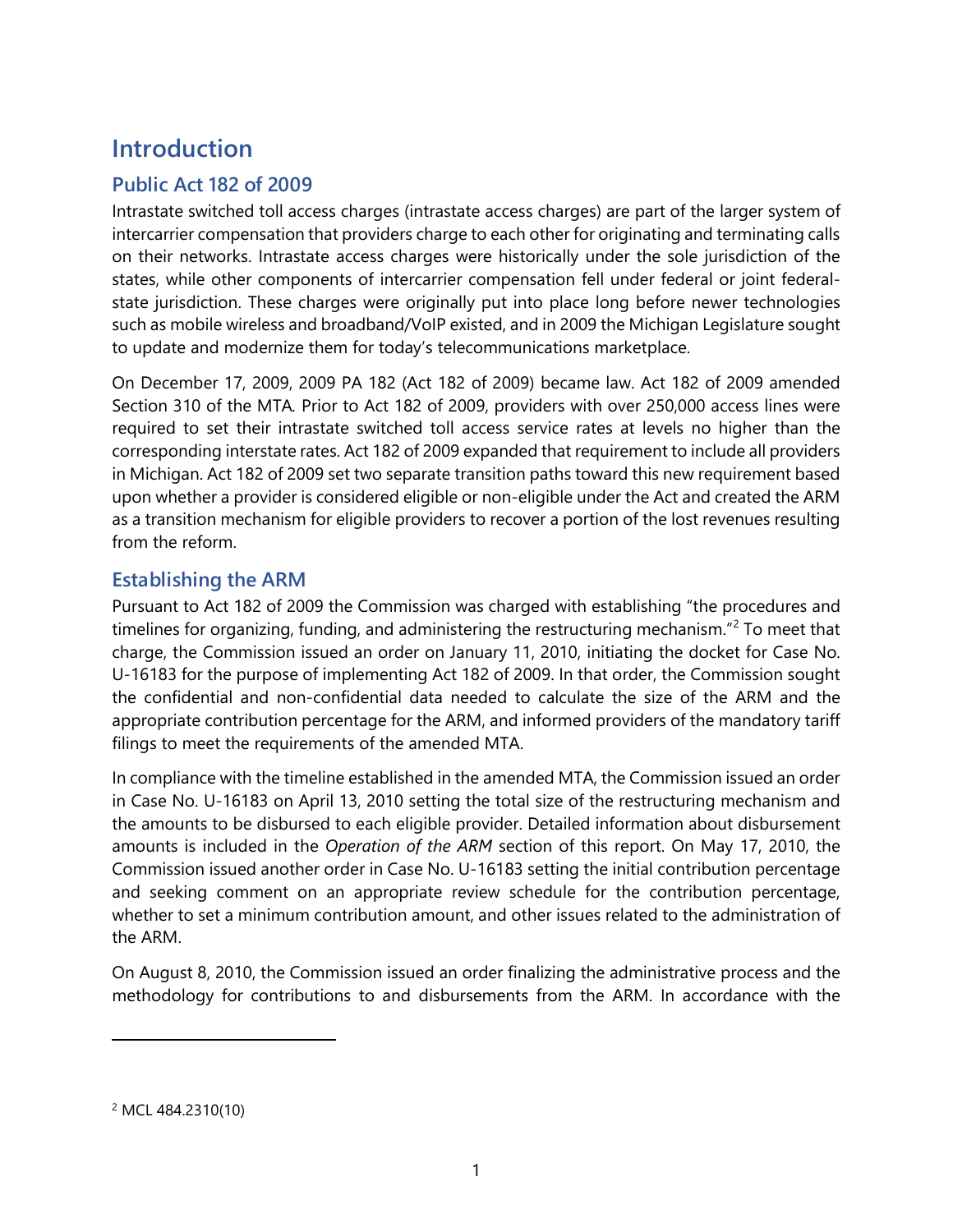# Introduction

## Public Act 182 of 2009

Intrastate switched toll access charges (intrastate access charges) are part of the larger system of intercarrier compensation that providers charge to each other for originating and terminating calls on their networks. Intrastate access charges were historically under the sole jurisdiction of the states, while other components of intercarrier compensation fell under federal or joint federal-state jurisdiction. These charges were originally put into place long before newer technologies such as mobile wireless and broadband/VoIP existed, and in 2009 the Michigan Legislature sought to update and modernize them for today's telecommunications marketplace.

On December 17, 2009, 2009 PA 182 (Act 182 of 2009) became law. Act 182 of 2009 amended Section 310 of the MTA. Prior to Act 182 of 2009, providers with over 250,000 access lines were required to set their intrastate switched toll access service rates at levels no higher than the corresponding interstate rates. Act 182 of 2009 expanded that requirement to include all providers in Michigan. Act 182 of 2009 set two separate transition paths toward this new requirement based upon whether a provider is considered eligible or non-eligible under the Act and created the ARM as a transition mechanism for eligible providers to recover a portion of the lost revenues resulting from the reform.

## Establishing the ARM

Pursuant to Act 182 of 2009 the Commission was charged with establishing "the procedures and timelines for organizing, funding, and administering the restructuring mechanism."[2] To meet that charge, the Commission issued an order on January 11, 2010, initiating the docket for Case No. U-16183 for the purpose of implementing Act 182 of 2009. In that order, the Commission sought the confidential and non-confidential data needed to calculate the size of the ARM and the appropriate contribution percentage for the ARM, and informed providers of the mandatory tariff filings to meet the requirements of the amended MTA.

In compliance with the timeline established in the amended MTA, the Commission issued an order in Case No. U-16183 on April 13, 2010 setting the total size of the restructuring mechanism and the amounts to be disbursed to each eligible provider. Detailed information about disbursement amounts is included in the *Operation of the ARM* section of this report. On May 17, 2010, the Commission issued another order in Case No. U-16183 setting the initial contribution percentage and seeking comment on an appropriate review schedule for the contribution percentage, whether to set a minimum contribution amount, and other issues related to the administration of the ARM.

On August 8, 2010, the Commission issued an order finalizing the administrative process and the methodology for contributions to and disbursements from the ARM. In accordance with the

[2] MCL 484.2310(10)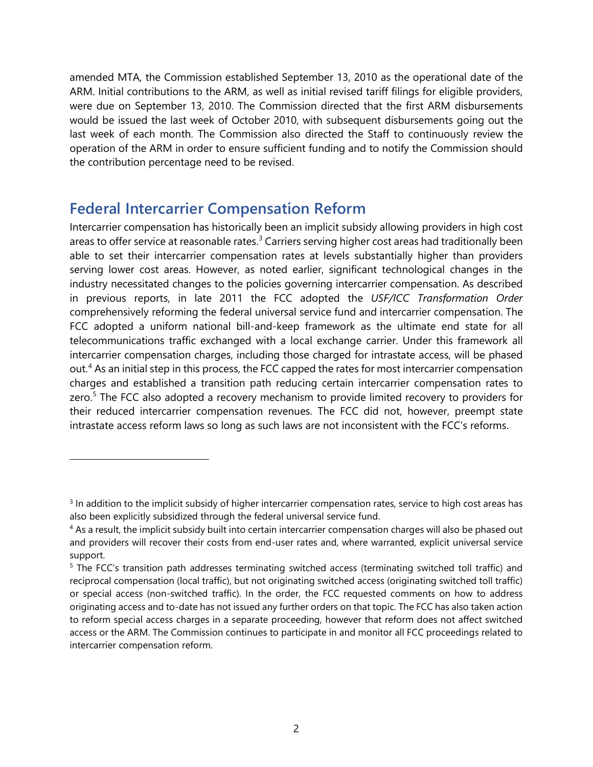amended MTA, the Commission established September 13, 2010 as the operational date of the ARM. Initial contributions to the ARM, as well as initial revised tariff filings for eligible providers, were due on September 13, 2010. The Commission directed that the first ARM disbursements would be issued the last week of October 2010, with subsequent disbursements going out the last week of each month. The Commission also directed the Staff to continuously review the operation of the ARM in order to ensure sufficient funding and to notify the Commission should the contribution percentage need to be revised.

## Federal Intercarrier Compensation Reform

Intercarrier compensation has historically been an implicit subsidy allowing providers in high cost areas to offer service at reasonable rates.[3] Carriers serving higher cost areas had traditionally been able to set their intercarrier compensation rates at levels substantially higher than providers serving lower cost areas. However, as noted earlier, significant technological changes in the industry necessitated changes to the policies governing intercarrier compensation. As described in previous reports, in late 2011 the FCC adopted the *USF/ICC Transformation Order* comprehensively reforming the federal universal service fund and intercarrier compensation. The FCC adopted a uniform national bill-and-keep framework as the ultimate end state for all telecommunications traffic exchanged with a local exchange carrier. Under this framework all intercarrier compensation charges, including those charged for intrastate access, will be phased out.[4] As an initial step in this process, the FCC capped the rates for most intercarrier compensation charges and established a transition path reducing certain intercarrier compensation rates to zero.[5] The FCC also adopted a recovery mechanism to provide limited recovery to providers for their reduced intercarrier compensation revenues. The FCC did not, however, preempt state intrastate access reform laws so long as such laws are not inconsistent with the FCC's reforms.

---

[3] In addition to the implicit subsidy of higher intercarrier compensation rates, service to high cost areas has also been explicitly subsidized through the federal universal service fund.

[4] As a result, the implicit subsidy built into certain intercarrier compensation charges will also be phased out and providers will recover their costs from end-user rates and, where warranted, explicit universal service support.

[5] The FCC's transition path addresses terminating switched access (terminating switched toll traffic) and reciprocal compensation (local traffic), but not originating switched access (originating switched toll traffic) or special access (non-switched traffic). In the order, the FCC requested comments on how to address originating access and to-date has not issued any further orders on that topic. The FCC has also taken action to reform special access charges in a separate proceeding, however that reform does not affect switched access or the ARM. The Commission continues to participate in and monitor all FCC proceedings related to intercarrier compensation reform.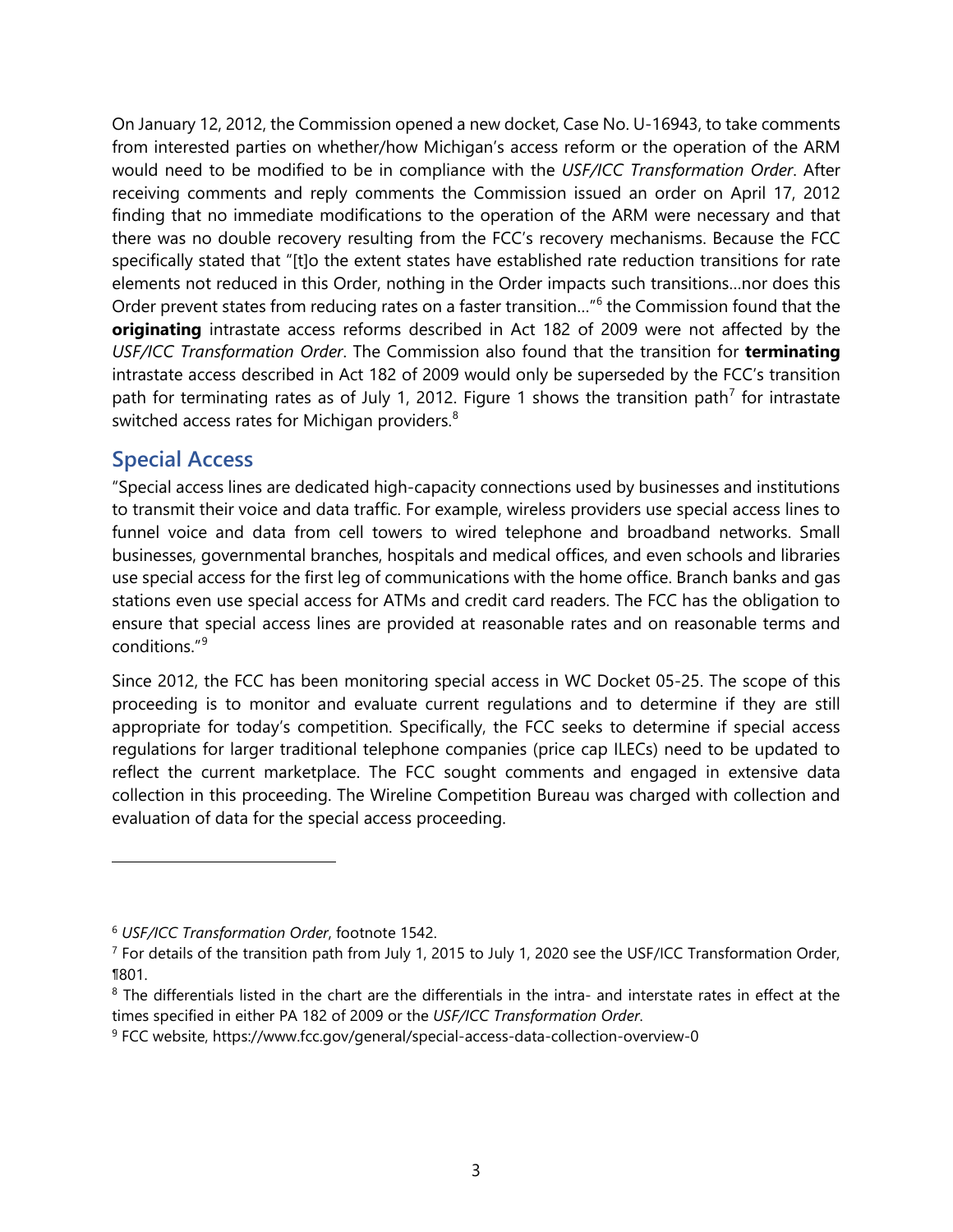On January 12, 2012, the Commission opened a new docket, Case No. U-16943, to take comments from interested parties on whether/how Michigan's access reform or the operation of the ARM would need to be modified to be in compliance with the *USF/ICC Transformation Order*. After receiving comments and reply comments the Commission issued an order on April 17, 2012 finding that no immediate modifications to the operation of the ARM were necessary and that there was no double recovery resulting from the FCC's recovery mechanisms. Because the FCC specifically stated that "[t]o the extent states have established rate reduction transitions for rate elements not reduced in this Order, nothing in the Order impacts such transitions…nor does this Order prevent states from reducing rates on a faster transition…"[6] the Commission found that the **originating** intrastate access reforms described in Act 182 of 2009 were not affected by the *USF/ICC Transformation Order*. The Commission also found that the transition for **terminating** intrastate access described in Act 182 of 2009 would only be superseded by the FCC's transition path for terminating rates as of July 1, 2012. Figure 1 shows the transition path[7] for intrastate switched access rates for Michigan providers.[8]

## Special Access

"Special access lines are dedicated high-capacity connections used by businesses and institutions to transmit their voice and data traffic. For example, wireless providers use special access lines to funnel voice and data from cell towers to wired telephone and broadband networks. Small businesses, governmental branches, hospitals and medical offices, and even schools and libraries use special access for the first leg of communications with the home office. Branch banks and gas stations even use special access for ATMs and credit card readers. The FCC has the obligation to ensure that special access lines are provided at reasonable rates and on reasonable terms and conditions."[9]

Since 2012, the FCC has been monitoring special access in WC Docket 05-25. The scope of this proceeding is to monitor and evaluate current regulations and to determine if they are still appropriate for today's competition. Specifically, the FCC seeks to determine if special access regulations for larger traditional telephone companies (price cap ILECs) need to be updated to reflect the current marketplace. The FCC sought comments and engaged in extensive data collection in this proceeding. The Wireline Competition Bureau was charged with collection and evaluation of data for the special access proceeding.

---

[6] *USF/ICC Transformation Order*, footnote 1542.

[7] For details of the transition path from July 1, 2015 to July 1, 2020 see the USF/ICC Transformation Order, ¶801.

[8] The differentials listed in the chart are the differentials in the intra- and interstate rates in effect at the times specified in either PA 182 of 2009 or the *USF/ICC Transformation Order*.

[9] FCC website, https://www.fcc.gov/general/special-access-data-collection-overview-0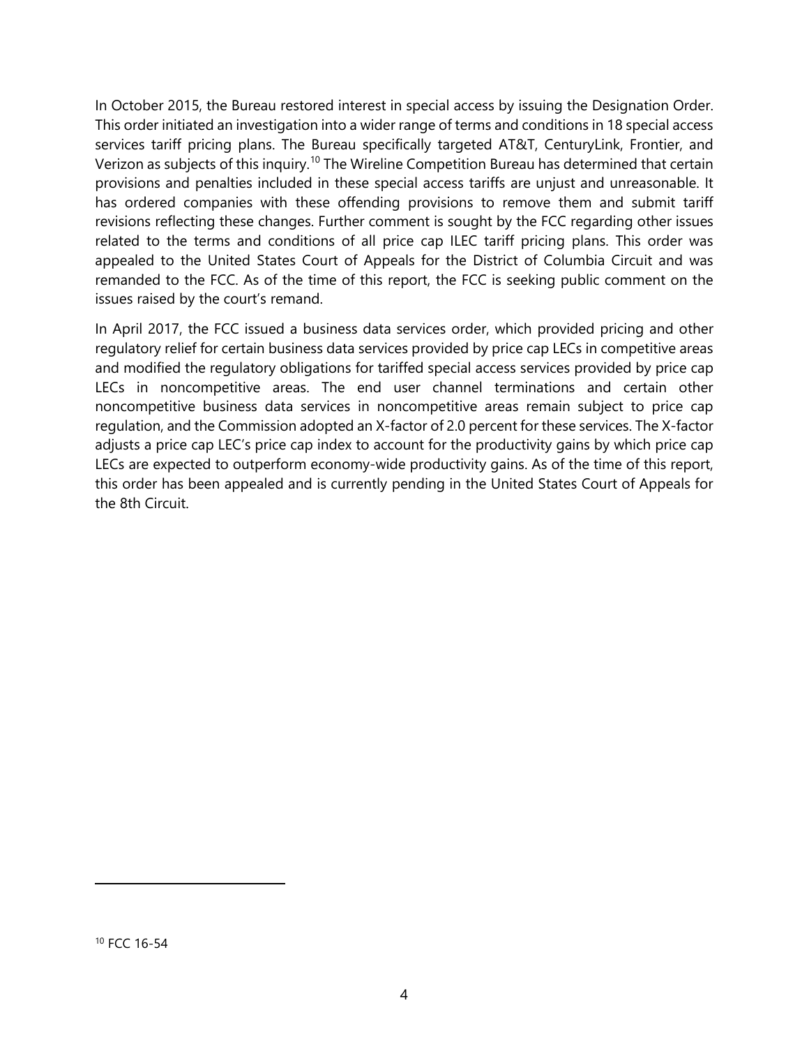In October 2015, the Bureau restored interest in special access by issuing the Designation Order. This order initiated an investigation into a wider range of terms and conditions in 18 special access services tariff pricing plans. The Bureau specifically targeted AT&T, CenturyLink, Frontier, and Verizon as subjects of this inquiry.[10] The Wireline Competition Bureau has determined that certain provisions and penalties included in these special access tariffs are unjust and unreasonable. It has ordered companies with these offending provisions to remove them and submit tariff revisions reflecting these changes. Further comment is sought by the FCC regarding other issues related to the terms and conditions of all price cap ILEC tariff pricing plans. This order was appealed to the United States Court of Appeals for the District of Columbia Circuit and was remanded to the FCC. As of the time of this report, the FCC is seeking public comment on the issues raised by the court's remand.

In April 2017, the FCC issued a business data services order, which provided pricing and other regulatory relief for certain business data services provided by price cap LECs in competitive areas and modified the regulatory obligations for tariffed special access services provided by price cap LECs in noncompetitive areas. The end user channel terminations and certain other noncompetitive business data services in noncompetitive areas remain subject to price cap regulation, and the Commission adopted an X-factor of 2.0 percent for these services. The X-factor adjusts a price cap LEC's price cap index to account for the productivity gains by which price cap LECs are expected to outperform economy-wide productivity gains. As of the time of this report, this order has been appealed and is currently pending in the United States Court of Appeals for the 8th Circuit.

---

[10] FCC 16-54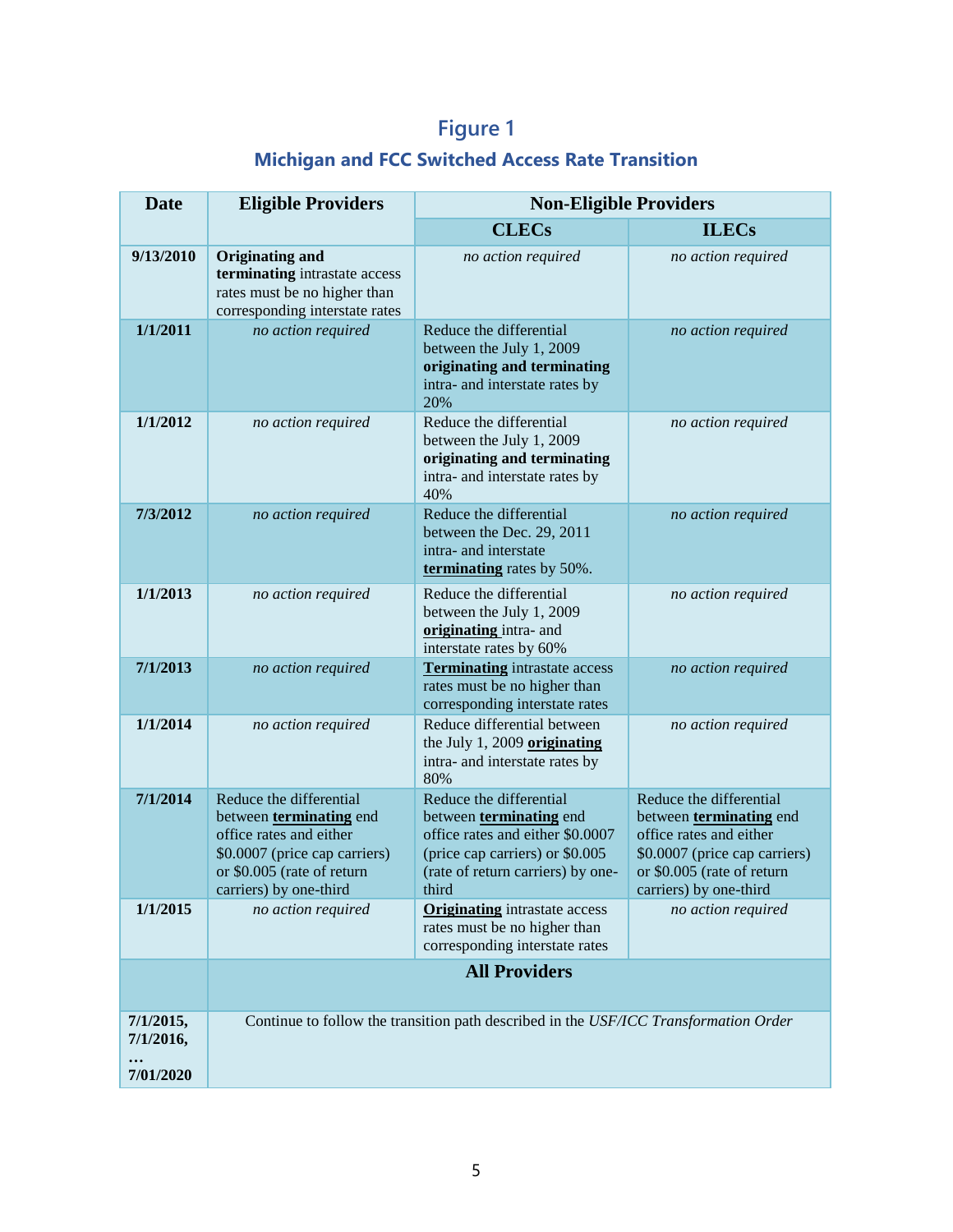## Figure 1

### Michigan and FCC Switched Access Rate Transition

| Date | Eligible Providers | Non-Eligible Providers | |
|---|---|---|---|
| | | **CLECs** | **ILECs** |
| **9/13/2010** | **Originating and terminating** intrastate access rates must be no higher than corresponding interstate rates | *no action required* | *no action required* |
| **1/1/2011** | *no action required* | Reduce the differential between the July 1, 2009 **originating and terminating** intra- and interstate rates by 20% | *no action required* |
| **1/1/2012** | *no action required* | Reduce the differential between the July 1, 2009 **originating and terminating** intra- and interstate rates by 40% | *no action required* |
| **7/3/2012** | *no action required* | Reduce the differential between the Dec. 29, 2011 intra- and interstate **terminating** rates by 50%. | *no action required* |
| **1/1/2013** | *no action required* | Reduce the differential between the July 1, 2009 **originating** intra- and interstate rates by 60% | *no action required* |
| **7/1/2013** | *no action required* | **Terminating** intrastate access rates must be no higher than corresponding interstate rates | *no action required* |
| **1/1/2014** | *no action required* | Reduce differential between the July 1, 2009 **originating** intra- and interstate rates by 80% | *no action required* |
| **7/1/2014** | Reduce the differential between **terminating** end office rates and either \$0.0007 (price cap carriers) or \$0.005 (rate of return carriers) by one-third | Reduce the differential between **terminating** end office rates and either \$0.0007 (price cap carriers) or \$0.005 (rate of return carriers) by one-third | Reduce the differential between **terminating** end office rates and either \$0.0007 (price cap carriers) or \$0.005 (rate of return carriers) by one-third |
| **1/1/2015** | *no action required* | **Originating** intrastate access rates must be no higher than corresponding interstate rates | *no action required* |
| | **All Providers** | | |
| **7/1/2015, 7/1/2016, … 7/01/2020** | Continue to follow the transition path described in the *USF/ICC Transformation Order* | | |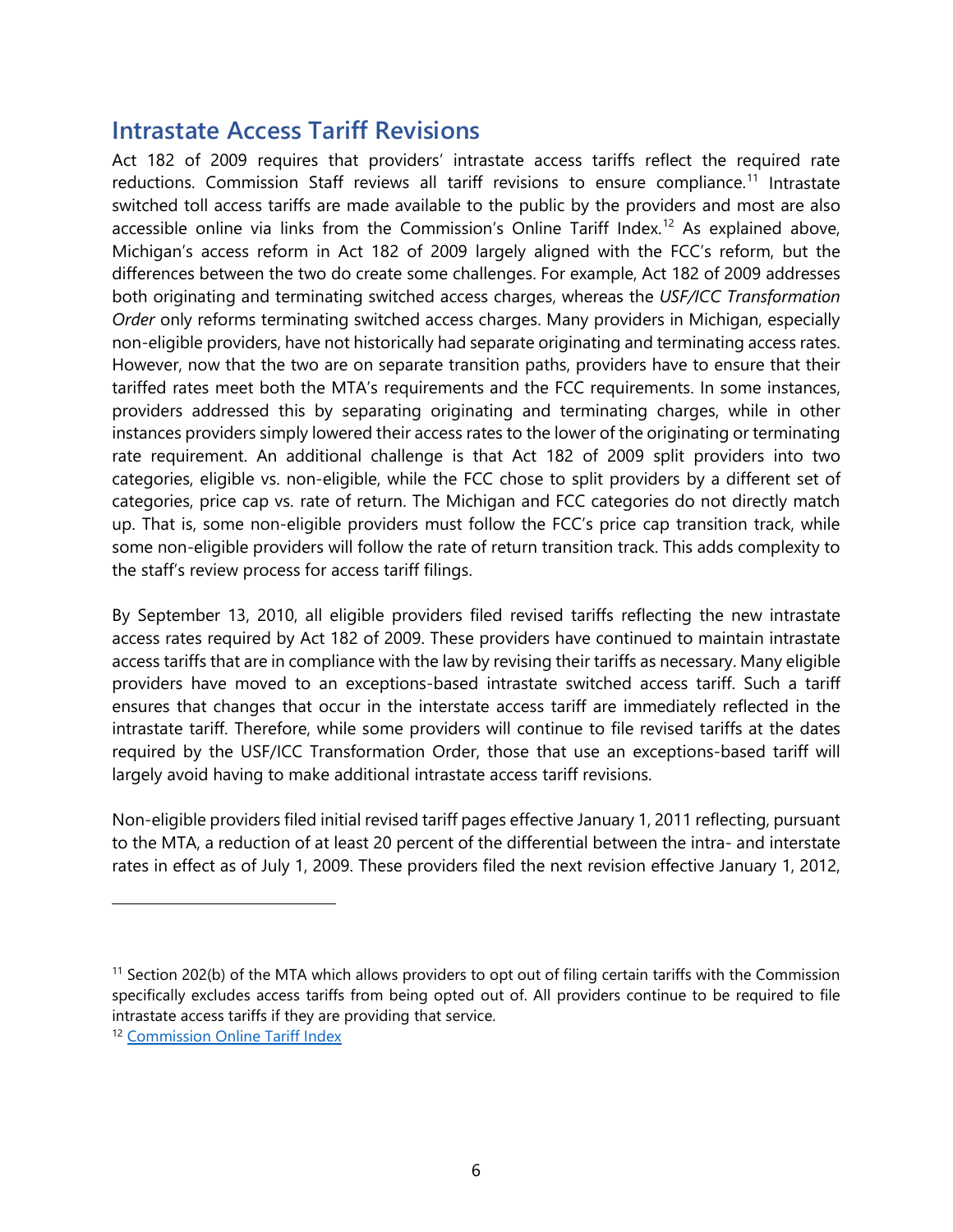## Intrastate Access Tariff Revisions

Act 182 of 2009 requires that providers' intrastate access tariffs reflect the required rate reductions. Commission Staff reviews all tariff revisions to ensure compliance.[11] Intrastate switched toll access tariffs are made available to the public by the providers and most are also accessible online via links from the Commission's Online Tariff Index.[12] As explained above, Michigan's access reform in Act 182 of 2009 largely aligned with the FCC's reform, but the differences between the two do create some challenges. For example, Act 182 of 2009 addresses both originating and terminating switched access charges, whereas the *USF/ICC Transformation Order* only reforms terminating switched access charges. Many providers in Michigan, especially non-eligible providers, have not historically had separate originating and terminating access rates. However, now that the two are on separate transition paths, providers have to ensure that their tariffed rates meet both the MTA's requirements and the FCC requirements. In some instances, providers addressed this by separating originating and terminating charges, while in other instances providers simply lowered their access rates to the lower of the originating or terminating rate requirement. An additional challenge is that Act 182 of 2009 split providers into two categories, eligible vs. non-eligible, while the FCC chose to split providers by a different set of categories, price cap vs. rate of return. The Michigan and FCC categories do not directly match up. That is, some non-eligible providers must follow the FCC's price cap transition track, while some non-eligible providers will follow the rate of return transition track. This adds complexity to the staff's review process for access tariff filings.

By September 13, 2010, all eligible providers filed revised tariffs reflecting the new intrastate access rates required by Act 182 of 2009. These providers have continued to maintain intrastate access tariffs that are in compliance with the law by revising their tariffs as necessary. Many eligible providers have moved to an exceptions-based intrastate switched access tariff. Such a tariff ensures that changes that occur in the interstate access tariff are immediately reflected in the intrastate tariff. Therefore, while some providers will continue to file revised tariffs at the dates required by the USF/ICC Transformation Order, those that use an exceptions-based tariff will largely avoid having to make additional intrastate access tariff revisions.

Non-eligible providers filed initial revised tariff pages effective January 1, 2011 reflecting, pursuant to the MTA, a reduction of at least 20 percent of the differential between the intra- and interstate rates in effect as of July 1, 2009. These providers filed the next revision effective January 1, 2012,

---

[11] Section 202(b) of the MTA which allows providers to opt out of filing certain tariffs with the Commission specifically excludes access tariffs from being opted out of. All providers continue to be required to file intrastate access tariffs if they are providing that service.

[12] Commission Online Tariff Index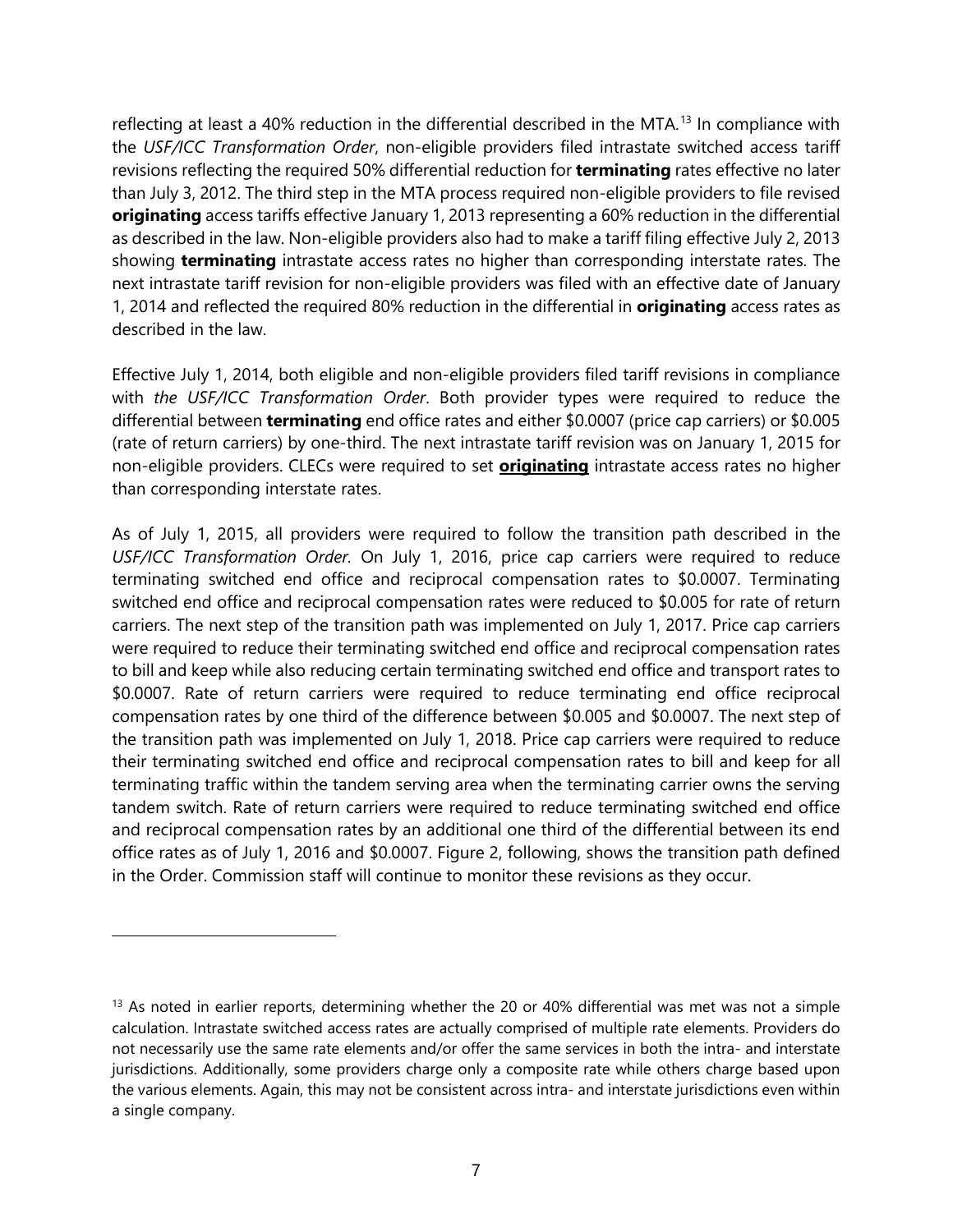reflecting at least a 40% reduction in the differential described in the MTA.[13] In compliance with the *USF/ICC Transformation Order*, non-eligible providers filed intrastate switched access tariff revisions reflecting the required 50% differential reduction for **terminating** rates effective no later than July 3, 2012. The third step in the MTA process required non-eligible providers to file revised **originating** access tariffs effective January 1, 2013 representing a 60% reduction in the differential as described in the law. Non-eligible providers also had to make a tariff filing effective July 2, 2013 showing **terminating** intrastate access rates no higher than corresponding interstate rates. The next intrastate tariff revision for non-eligible providers was filed with an effective date of January 1, 2014 and reflected the required 80% reduction in the differential in **originating** access rates as described in the law.

Effective July 1, 2014, both eligible and non-eligible providers filed tariff revisions in compliance with *the USF/ICC Transformation Order*. Both provider types were required to reduce the differential between **terminating** end office rates and either \$0.0007 (price cap carriers) or \$0.005 (rate of return carriers) by one-third. The next intrastate tariff revision was on January 1, 2015 for non-eligible providers. CLECs were required to set **<u>originating</u>** intrastate access rates no higher than corresponding interstate rates.

As of July 1, 2015, all providers were required to follow the transition path described in the *USF/ICC Transformation Order*. On July 1, 2016, price cap carriers were required to reduce terminating switched end office and reciprocal compensation rates to \$0.0007. Terminating switched end office and reciprocal compensation rates were reduced to \$0.005 for rate of return carriers. The next step of the transition path was implemented on July 1, 2017. Price cap carriers were required to reduce their terminating switched end office and reciprocal compensation rates to bill and keep while also reducing certain terminating switched end office and transport rates to \$0.0007. Rate of return carriers were required to reduce terminating end office reciprocal compensation rates by one third of the difference between \$0.005 and \$0.0007. The next step of the transition path was implemented on July 1, 2018. Price cap carriers were required to reduce their terminating switched end office and reciprocal compensation rates to bill and keep for all terminating traffic within the tandem serving area when the terminating carrier owns the serving tandem switch. Rate of return carriers were required to reduce terminating switched end office and reciprocal compensation rates by an additional one third of the differential between its end office rates as of July 1, 2016 and \$0.0007. Figure 2, following, shows the transition path defined in the Order. Commission staff will continue to monitor these revisions as they occur.

---

[13] As noted in earlier reports, determining whether the 20 or 40% differential was met was not a simple calculation. Intrastate switched access rates are actually comprised of multiple rate elements. Providers do not necessarily use the same rate elements and/or offer the same services in both the intra- and interstate jurisdictions. Additionally, some providers charge only a composite rate while others charge based upon the various elements. Again, this may not be consistent across intra- and interstate jurisdictions even within a single company.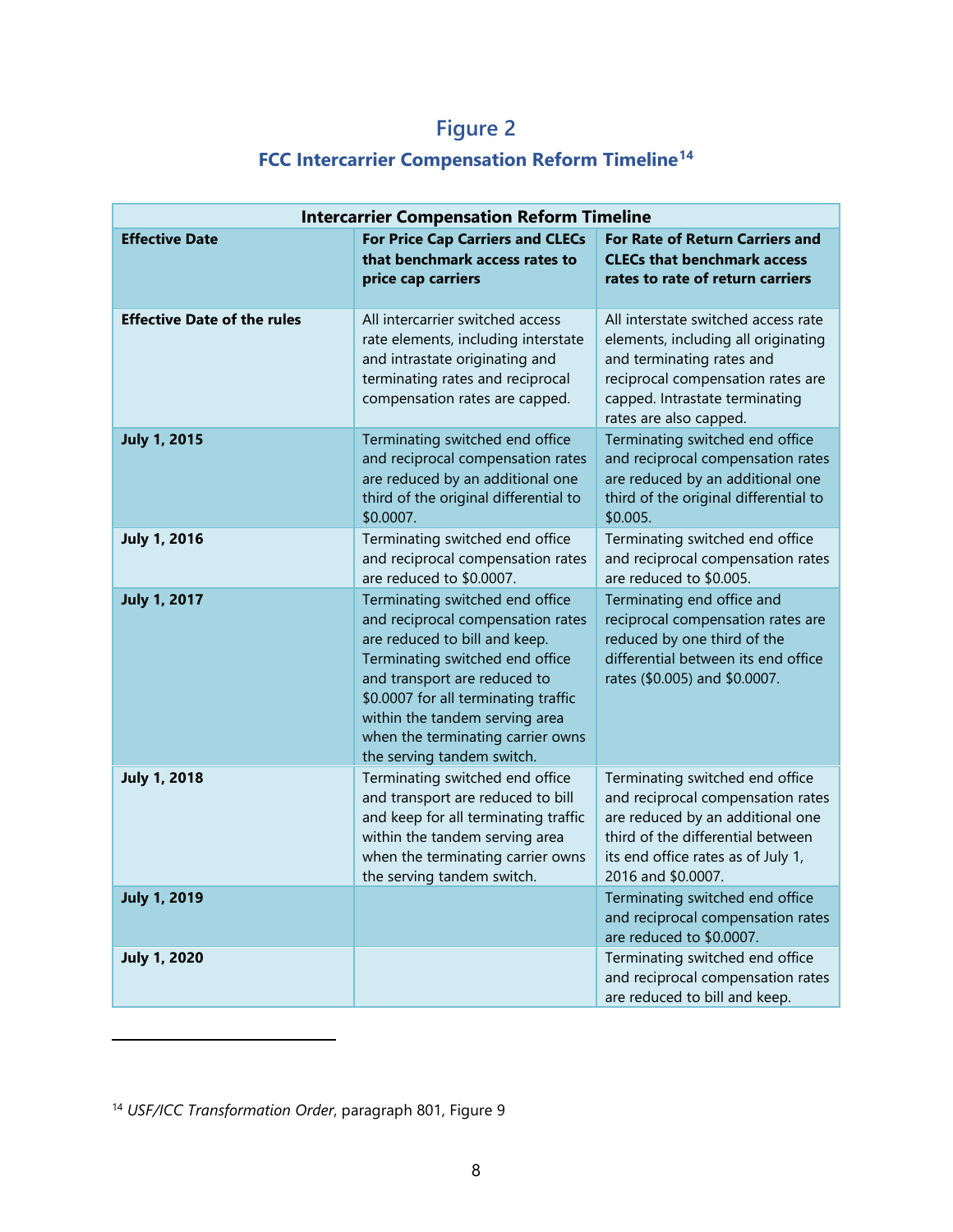## Figure 2

### FCC Intercarrier Compensation Reform Timeline[14]

| Intercarrier Compensation Reform Timeline | | |
|---|---|---|
| **Effective Date** | **For Price Cap Carriers and CLECs that benchmark access rates to price cap carriers** | **For Rate of Return Carriers and CLECs that benchmark access rates to rate of return carriers** |
| **Effective Date of the rules** | All intercarrier switched access rate elements, including interstate and intrastate originating and terminating rates and reciprocal compensation rates are capped. | All interstate switched access rate elements, including all originating and terminating rates and reciprocal compensation rates are capped. Intrastate terminating rates are also capped. |
| **July 1, 2015** | Terminating switched end office and reciprocal compensation rates are reduced by an additional one third of the original differential to \$0.0007. | Terminating switched end office and reciprocal compensation rates are reduced by an additional one third of the original differential to \$0.005. |
| **July 1, 2016** | Terminating switched end office and reciprocal compensation rates are reduced to \$0.0007. | Terminating switched end office and reciprocal compensation rates are reduced to \$0.005. |
| **July 1, 2017** | Terminating switched end office and reciprocal compensation rates are reduced to bill and keep. Terminating switched end office and transport are reduced to \$0.0007 for all terminating traffic within the tandem serving area when the terminating carrier owns the serving tandem switch. | Terminating end office and reciprocal compensation rates are reduced by one third of the differential between its end office rates (\$0.005) and \$0.0007. |
| **July 1, 2018** | Terminating switched end office and transport are reduced to bill and keep for all terminating traffic within the tandem serving area when the terminating carrier owns the serving tandem switch. | Terminating switched end office and reciprocal compensation rates are reduced by an additional one third of the differential between its end office rates as of July 1, 2016 and \$0.0007. |
| **July 1, 2019** | | Terminating switched end office and reciprocal compensation rates are reduced to \$0.0007. |
| **July 1, 2020** | | Terminating switched end office and reciprocal compensation rates are reduced to bill and keep. |

[14] *USF/ICC Transformation Order*, paragraph 801, Figure 9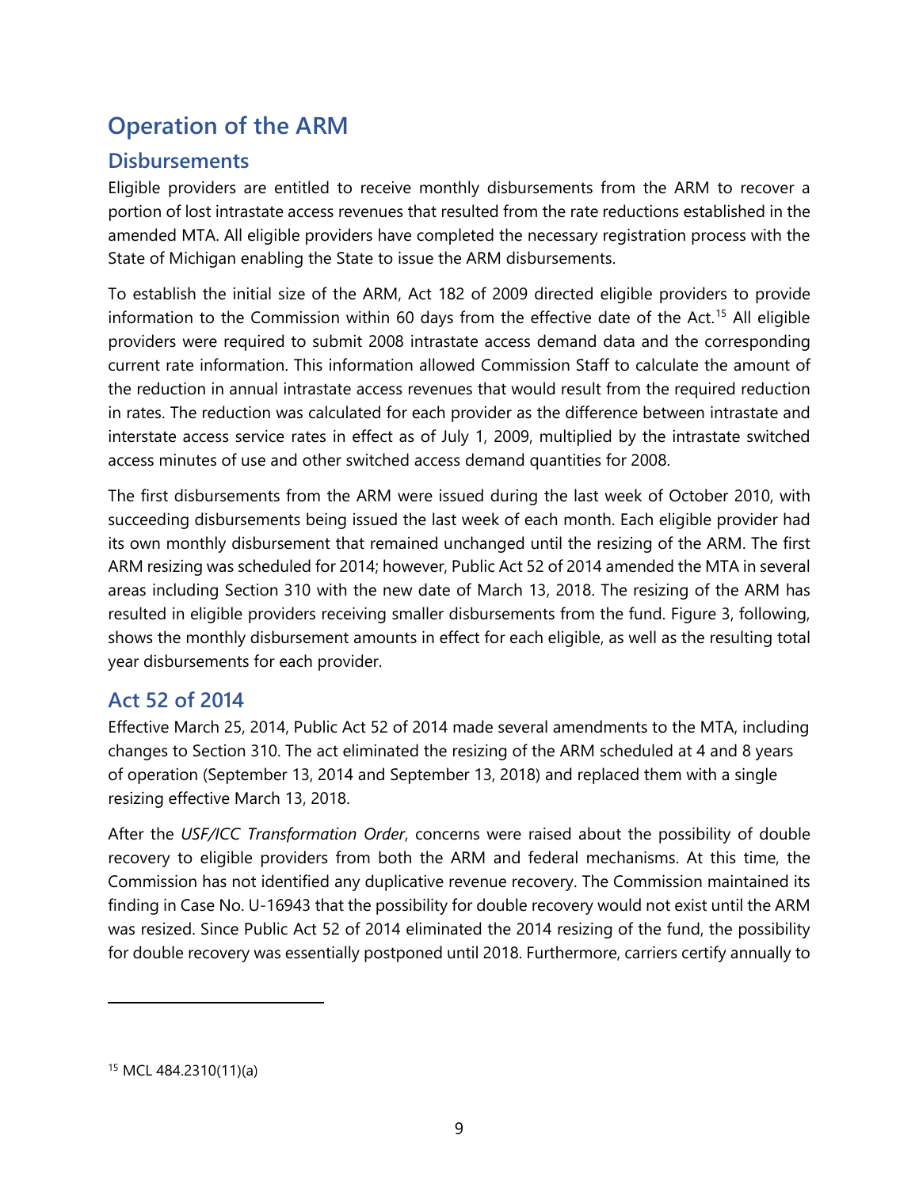# Operation of the ARM

## Disbursements

Eligible providers are entitled to receive monthly disbursements from the ARM to recover a portion of lost intrastate access revenues that resulted from the rate reductions established in the amended MTA. All eligible providers have completed the necessary registration process with the State of Michigan enabling the State to issue the ARM disbursements.

To establish the initial size of the ARM, Act 182 of 2009 directed eligible providers to provide information to the Commission within 60 days from the effective date of the Act.[15] All eligible providers were required to submit 2008 intrastate access demand data and the corresponding current rate information. This information allowed Commission Staff to calculate the amount of the reduction in annual intrastate access revenues that would result from the required reduction in rates. The reduction was calculated for each provider as the difference between intrastate and interstate access service rates in effect as of July 1, 2009, multiplied by the intrastate switched access minutes of use and other switched access demand quantities for 2008.

The first disbursements from the ARM were issued during the last week of October 2010, with succeeding disbursements being issued the last week of each month. Each eligible provider had its own monthly disbursement that remained unchanged until the resizing of the ARM. The first ARM resizing was scheduled for 2014; however, Public Act 52 of 2014 amended the MTA in several areas including Section 310 with the new date of March 13, 2018. The resizing of the ARM has resulted in eligible providers receiving smaller disbursements from the fund. Figure 3, following, shows the monthly disbursement amounts in effect for each eligible, as well as the resulting total year disbursements for each provider.

## Act 52 of 2014

Effective March 25, 2014, Public Act 52 of 2014 made several amendments to the MTA, including changes to Section 310. The act eliminated the resizing of the ARM scheduled at 4 and 8 years of operation (September 13, 2014 and September 13, 2018) and replaced them with a single resizing effective March 13, 2018.

After the *USF/ICC Transformation Order*, concerns were raised about the possibility of double recovery to eligible providers from both the ARM and federal mechanisms. At this time, the Commission has not identified any duplicative revenue recovery. The Commission maintained its finding in Case No. U-16943 that the possibility for double recovery would not exist until the ARM was resized. Since Public Act 52 of 2014 eliminated the 2014 resizing of the fund, the possibility for double recovery was essentially postponed until 2018. Furthermore, carriers certify annually to

[15] MCL 484.2310(11)(a)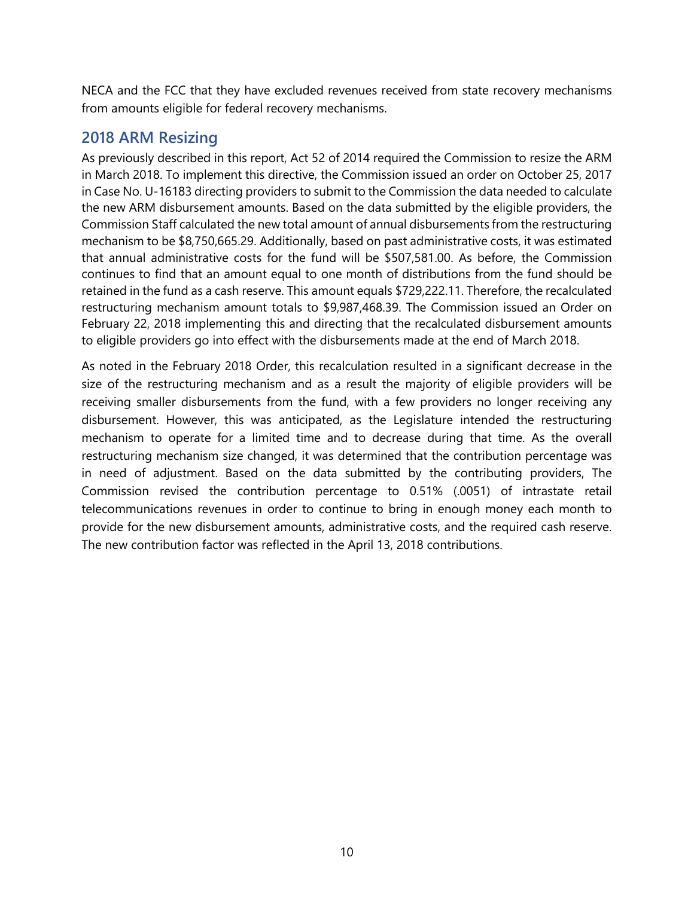NECA and the FCC that they have excluded revenues received from state recovery mechanisms from amounts eligible for federal recovery mechanisms.

## 2018 ARM Resizing

As previously described in this report, Act 52 of 2014 required the Commission to resize the ARM in March 2018. To implement this directive, the Commission issued an order on October 25, 2017 in Case No. U-16183 directing providers to submit to the Commission the data needed to calculate the new ARM disbursement amounts. Based on the data submitted by the eligible providers, the Commission Staff calculated the new total amount of annual disbursements from the restructuring mechanism to be $8,750,665.29. Additionally, based on past administrative costs, it was estimated that annual administrative costs for the fund will be $507,581.00. As before, the Commission continues to find that an amount equal to one month of distributions from the fund should be retained in the fund as a cash reserve. This amount equals $729,222.11. Therefore, the recalculated restructuring mechanism amount totals to $9,987,468.39. The Commission issued an Order on February 22, 2018 implementing this and directing that the recalculated disbursement amounts to eligible providers go into effect with the disbursements made at the end of March 2018.

As noted in the February 2018 Order, this recalculation resulted in a significant decrease in the size of the restructuring mechanism and as a result the majority of eligible providers will be receiving smaller disbursements from the fund, with a few providers no longer receiving any disbursement. However, this was anticipated, as the Legislature intended the restructuring mechanism to operate for a limited time and to decrease during that time. As the overall restructuring mechanism size changed, it was determined that the contribution percentage was in need of adjustment. Based on the data submitted by the contributing providers, The Commission revised the contribution percentage to 0.51% (.0051) of intrastate retail telecommunications revenues in order to continue to bring in enough money each month to provide for the new disbursement amounts, administrative costs, and the required cash reserve. The new contribution factor was reflected in the April 13, 2018 contributions.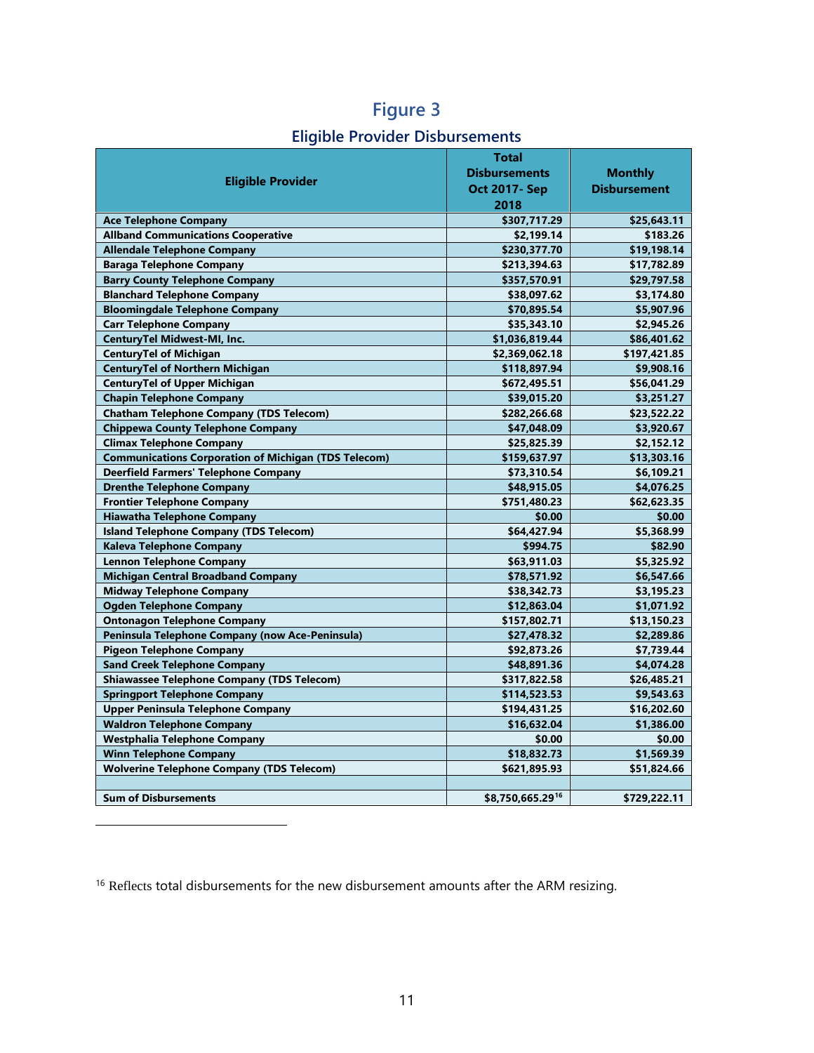# Figure 3

## Eligible Provider Disbursements

| Eligible Provider | Total Disbursements Oct 2017- Sep 2018 | Monthly Disbursement |
|---|---|---|
| **Ace Telephone Company** | **$307,717.29** | **$25,643.11** |
| **Allband Communications Cooperative** | **$2,199.14** | **$183.26** |
| **Allendale Telephone Company** | **$230,377.70** | **$19,198.14** |
| **Baraga Telephone Company** | **$213,394.63** | **$17,782.89** |
| **Barry County Telephone Company** | **$357,570.91** | **$29,797.58** |
| **Blanchard Telephone Company** | **$38,097.62** | **$3,174.80** |
| **Bloomingdale Telephone Company** | **$70,895.54** | **$5,907.96** |
| **Carr Telephone Company** | **$35,343.10** | **$2,945.26** |
| **CenturyTel Midwest-MI, Inc.** | **$1,036,819.44** | **$86,401.62** |
| **CenturyTel of Michigan** | **$2,369,062.18** | **$197,421.85** |
| **CenturyTel of Northern Michigan** | **$118,897.94** | **$9,908.16** |
| **CenturyTel of Upper Michigan** | **$672,495.51** | **$56,041.29** |
| **Chapin Telephone Company** | **$39,015.20** | **$3,251.27** |
| **Chatham Telephone Company (TDS Telecom)** | **$282,266.68** | **$23,522.22** |
| **Chippewa County Telephone Company** | **$47,048.09** | **$3,920.67** |
| **Climax Telephone Company** | **$25,825.39** | **$2,152.12** |
| **Communications Corporation of Michigan (TDS Telecom)** | **$159,637.97** | **$13,303.16** |
| **Deerfield Farmers' Telephone Company** | **$73,310.54** | **$6,109.21** |
| **Drenthe Telephone Company** | **$48,915.05** | **$4,076.25** |
| **Frontier Telephone Company** | **$751,480.23** | **$62,623.35** |
| **Hiawatha Telephone Company** | **$0.00** | **$0.00** |
| **Island Telephone Company (TDS Telecom)** | **$64,427.94** | **$5,368.99** |
| **Kaleva Telephone Company** | **$994.75** | **$82.90** |
| **Lennon Telephone Company** | **$63,911.03** | **$5,325.92** |
| **Michigan Central Broadband Company** | **$78,571.92** | **$6,547.66** |
| **Midway Telephone Company** | **$38,342.73** | **$3,195.23** |
| **Ogden Telephone Company** | **$12,863.04** | **$1,071.92** |
| **Ontonagon Telephone Company** | **$157,802.71** | **$13,150.23** |
| **Peninsula Telephone Company (now Ace-Peninsula)** | **$27,478.32** | **$2,289.86** |
| **Pigeon Telephone Company** | **$92,873.26** | **$7,739.44** |
| **Sand Creek Telephone Company** | **$48,891.36** | **$4,074.28** |
| **Shiawassee Telephone Company (TDS Telecom)** | **$317,822.58** | **$26,485.21** |
| **Springport Telephone Company** | **$114,523.53** | **$9,543.63** |
| **Upper Peninsula Telephone Company** | **$194,431.25** | **$16,202.60** |
| **Waldron Telephone Company** | **$16,632.04** | **$1,386.00** |
| **Westphalia Telephone Company** | **$0.00** | **$0.00** |
| **Winn Telephone Company** | **$18,832.73** | **$1,569.39** |
| **Wolverine Telephone Company (TDS Telecom)** | **$621,895.93** | **$51,824.66** |
| | | |
| **Sum of Disbursements** | **$8,750,665.29**[16] | **$729,222.11** |

[16] Reflects total disbursements for the new disbursement amounts after the ARM resizing.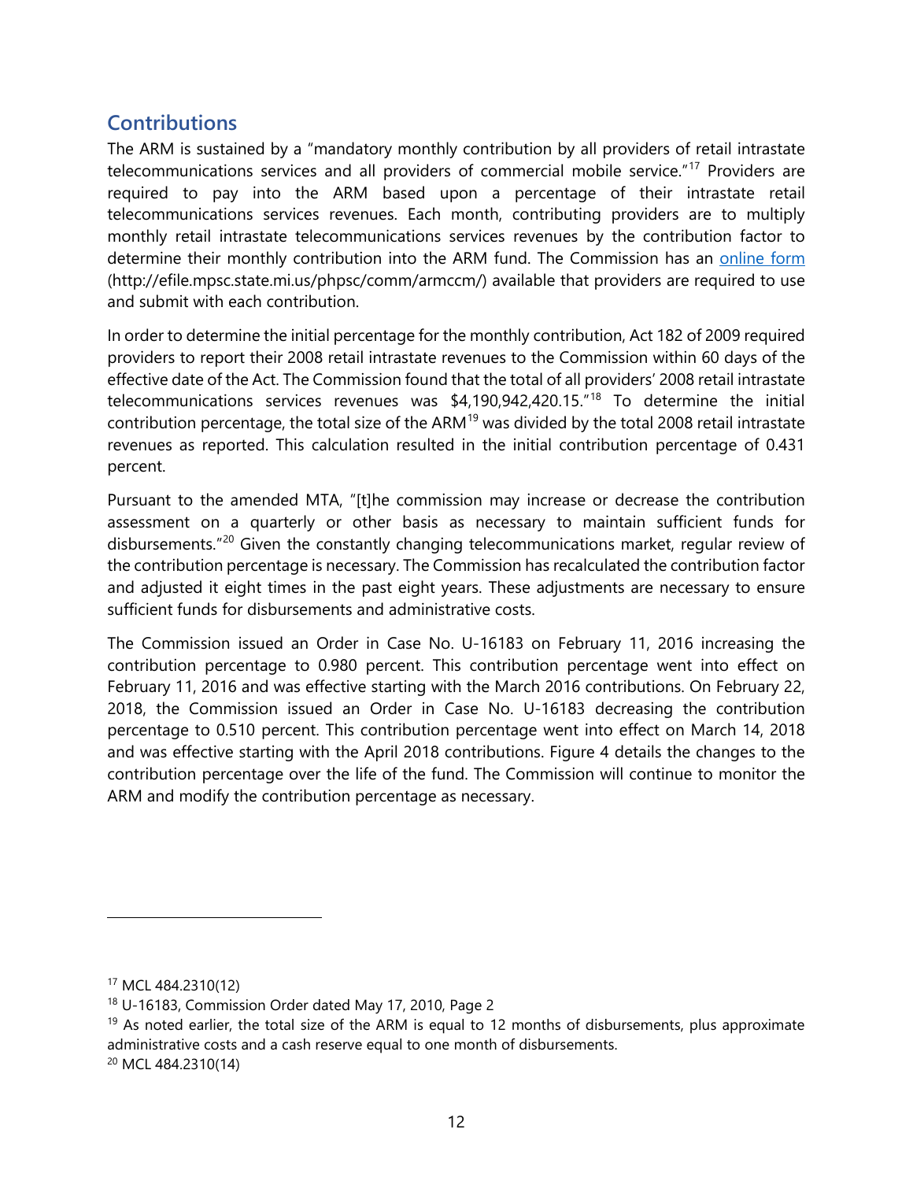## Contributions

The ARM is sustained by a "mandatory monthly contribution by all providers of retail intrastate telecommunications services and all providers of commercial mobile service."[17] Providers are required to pay into the ARM based upon a percentage of their intrastate retail telecommunications services revenues. Each month, contributing providers are to multiply monthly retail intrastate telecommunications services revenues by the contribution factor to determine their monthly contribution into the ARM fund. The Commission has an [online form](http://efile.mpsc.state.mi.us/phpsc/comm/armccm/) (http://efile.mpsc.state.mi.us/phpsc/comm/armccm/) available that providers are required to use and submit with each contribution.

In order to determine the initial percentage for the monthly contribution, Act 182 of 2009 required providers to report their 2008 retail intrastate revenues to the Commission within 60 days of the effective date of the Act. The Commission found that the total of all providers' 2008 retail intrastate telecommunications services revenues was $4,190,942,420.15."[18] To determine the initial contribution percentage, the total size of the ARM[19] was divided by the total 2008 retail intrastate revenues as reported. This calculation resulted in the initial contribution percentage of 0.431 percent.

Pursuant to the amended MTA, "[t]he commission may increase or decrease the contribution assessment on a quarterly or other basis as necessary to maintain sufficient funds for disbursements."[20] Given the constantly changing telecommunications market, regular review of the contribution percentage is necessary. The Commission has recalculated the contribution factor and adjusted it eight times in the past eight years. These adjustments are necessary to ensure sufficient funds for disbursements and administrative costs.

The Commission issued an Order in Case No. U-16183 on February 11, 2016 increasing the contribution percentage to 0.980 percent. This contribution percentage went into effect on February 11, 2016 and was effective starting with the March 2016 contributions. On February 22, 2018, the Commission issued an Order in Case No. U-16183 decreasing the contribution percentage to 0.510 percent. This contribution percentage went into effect on March 14, 2018 and was effective starting with the April 2018 contributions. Figure 4 details the changes to the contribution percentage over the life of the fund. The Commission will continue to monitor the ARM and modify the contribution percentage as necessary.

---

[17] MCL 484.2310(12)

[18] U-16183, Commission Order dated May 17, 2010, Page 2

[19] As noted earlier, the total size of the ARM is equal to 12 months of disbursements, plus approximate administrative costs and a cash reserve equal to one month of disbursements.

[20] MCL 484.2310(14)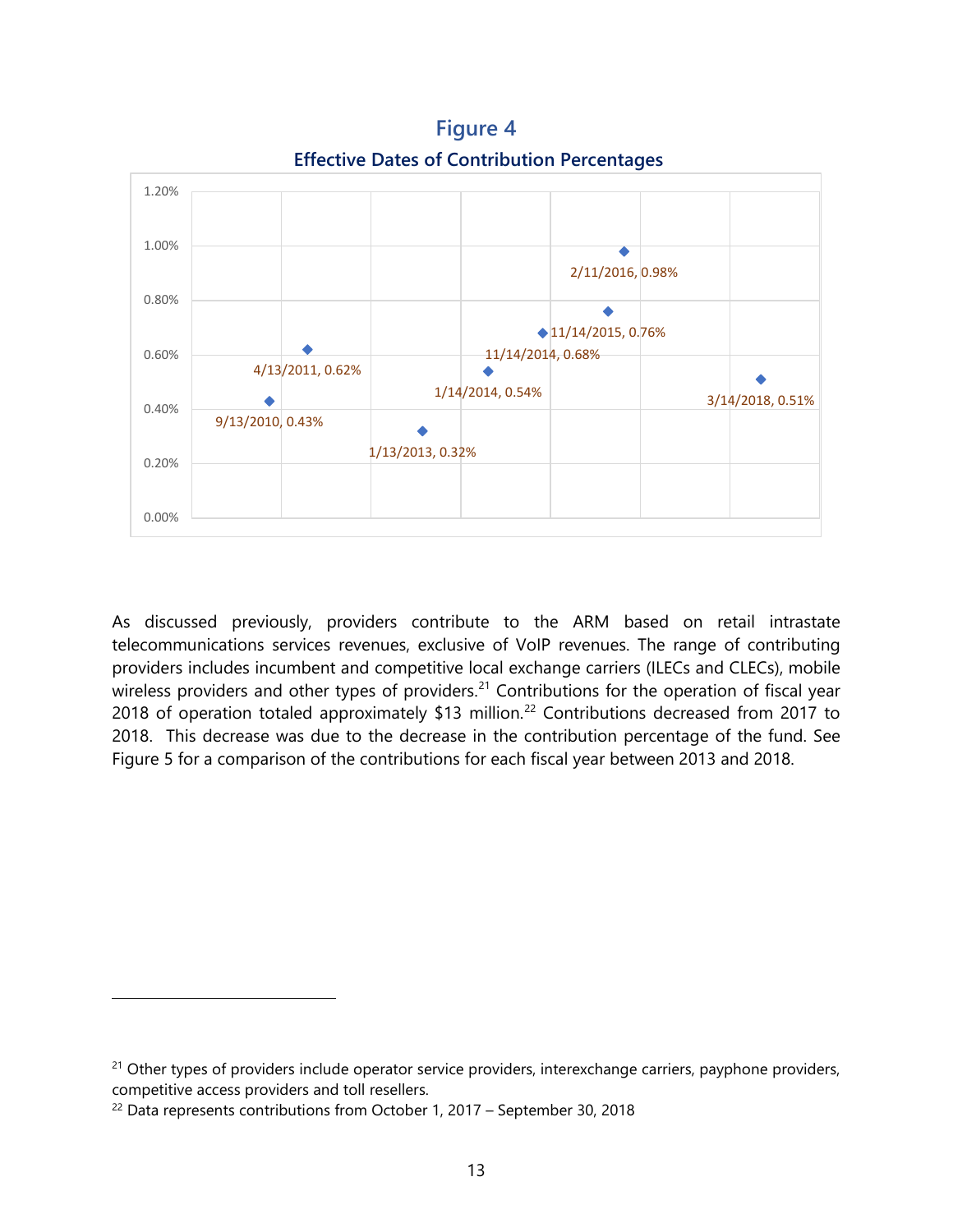## Figure 4

### Effective Dates of Contribution Percentages

| Effective Date | Contribution Percentage |
|---|---|
| 9/13/2010 | 0.43% |
| 4/13/2011 | 0.62% |
| 1/13/2013 | 0.32% |
| 1/14/2014 | 0.54% |
| 11/14/2014 | 0.68% |
| 11/14/2015 | 0.76% |
| 2/11/2016 | 0.98% |
| 3/14/2018 | 0.51% |

As discussed previously, providers contribute to the ARM based on retail intrastate telecommunications services revenues, exclusive of VoIP revenues. The range of contributing providers includes incumbent and competitive local exchange carriers (ILECs and CLECs), mobile wireless providers and other types of providers.[21] Contributions for the operation of fiscal year 2018 of operation totaled approximately $13 million.[22] Contributions decreased from 2017 to 2018. This decrease was due to the decrease in the contribution percentage of the fund. See Figure 5 for a comparison of the contributions for each fiscal year between 2013 and 2018.

---

[21] Other types of providers include operator service providers, interexchange carriers, payphone providers, competitive access providers and toll resellers.

[22] Data represents contributions from October 1, 2017 – September 30, 2018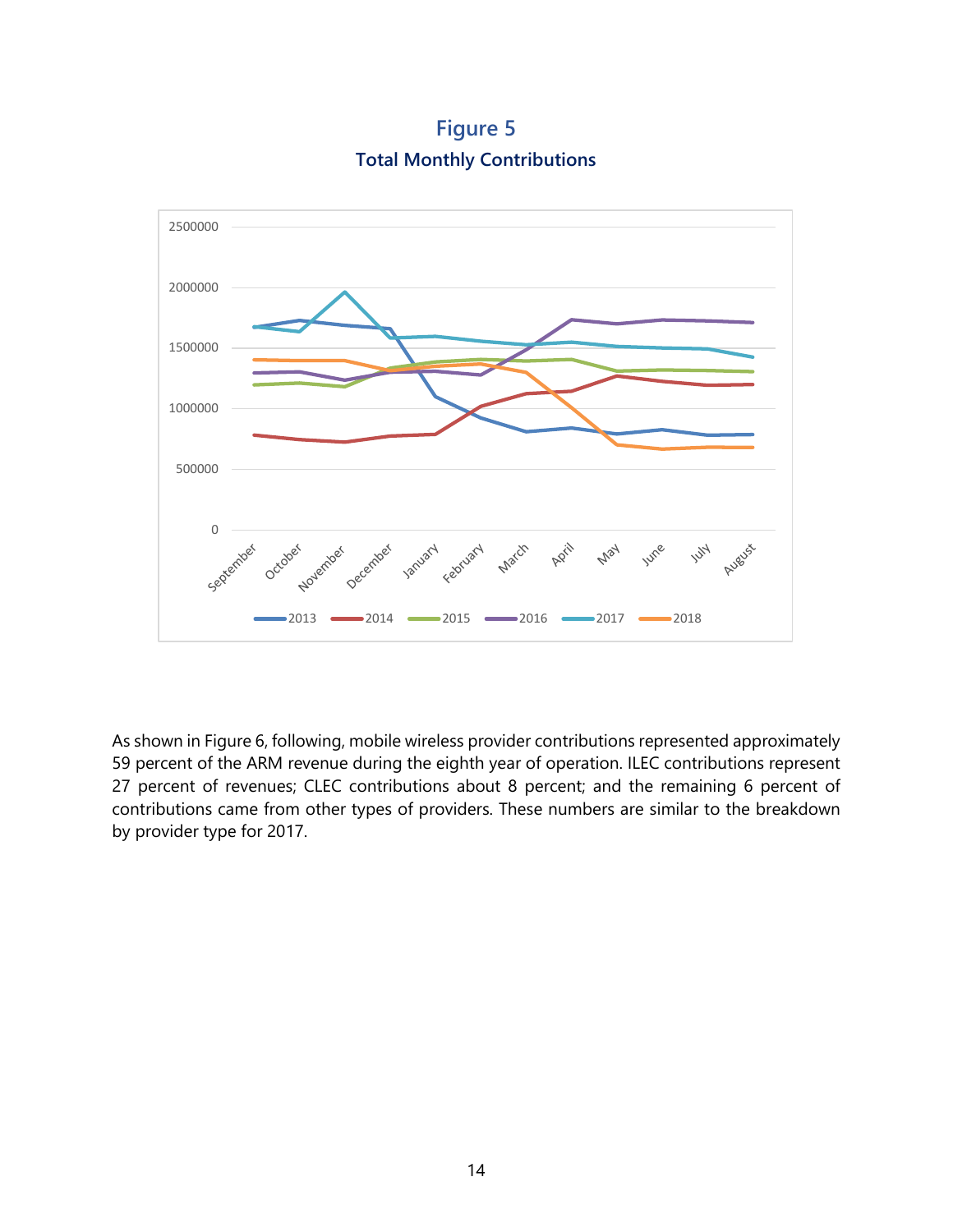**Figure 5**

**Total Monthly Contributions**

As shown in Figure 6, following, mobile wireless provider contributions represented approximately 59 percent of the ARM revenue during the eighth year of operation. ILEC contributions represent 27 percent of revenues; CLEC contributions about 8 percent; and the remaining 6 percent of contributions came from other types of providers. These numbers are similar to the breakdown by provider type for 2017.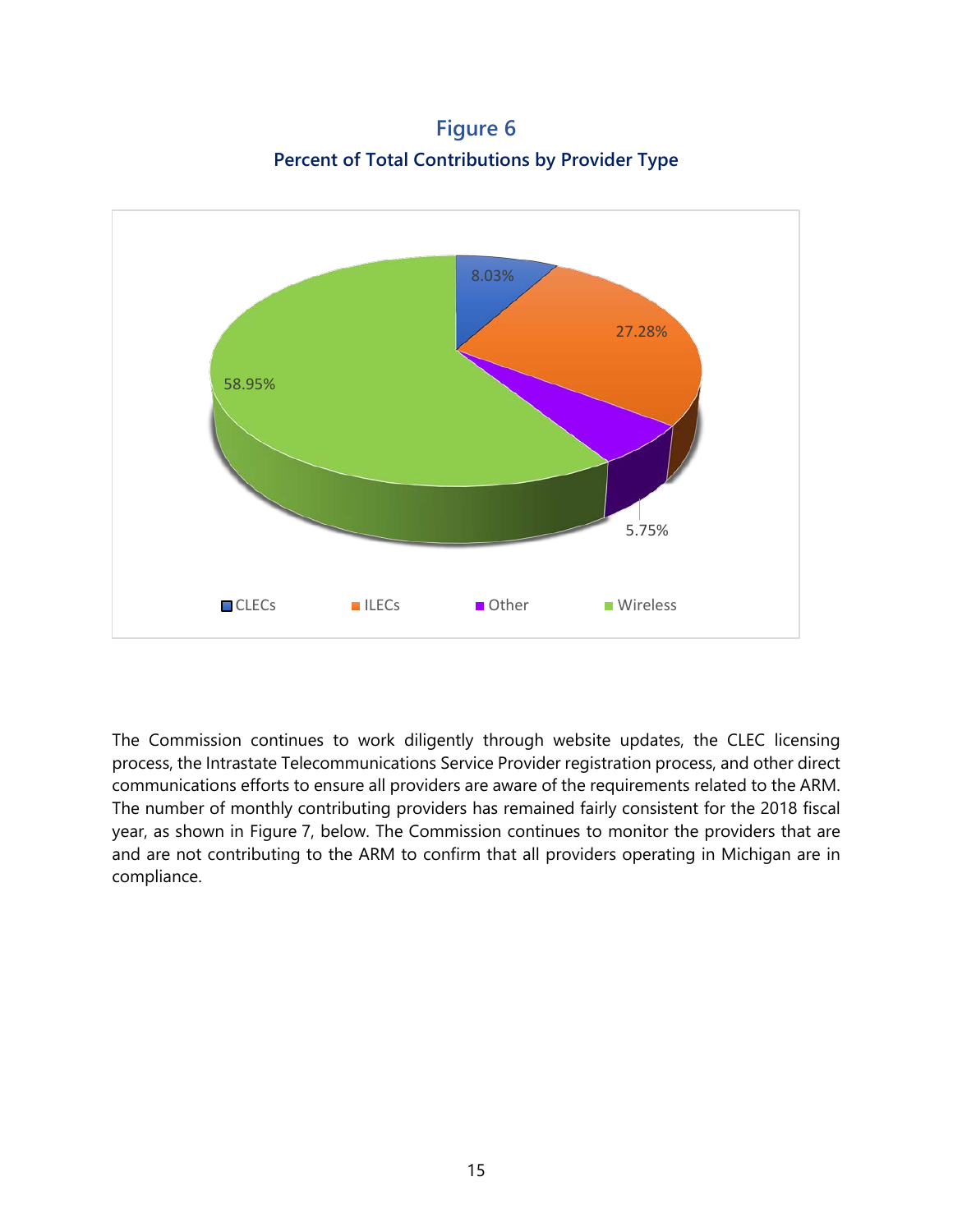## Figure 6

### Percent of Total Contributions by Provider Type

| Provider Type | Percent |
|---|---|
| CLECs | 8.03% |
| ILECs | 27.28% |
| Other | 5.75% |
| Wireless | 58.95% |

The Commission continues to work diligently through website updates, the CLEC licensing process, the Intrastate Telecommunications Service Provider registration process, and other direct communications efforts to ensure all providers are aware of the requirements related to the ARM. The number of monthly contributing providers has remained fairly consistent for the 2018 fiscal year, as shown in Figure 7, below. The Commission continues to monitor the providers that are and are not contributing to the ARM to confirm that all providers operating in Michigan are in compliance.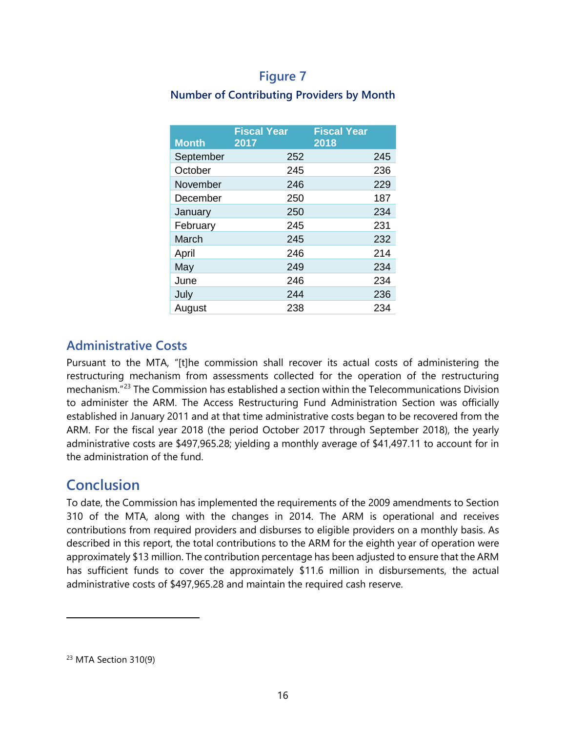## Figure 7

### Number of Contributing Providers by Month

| Month | Fiscal Year 2017 | Fiscal Year 2018 |
|---|---|---|
| September | 252 | 245 |
| October | 245 | 236 |
| November | 246 | 229 |
| December | 250 | 187 |
| January | 250 | 234 |
| February | 245 | 231 |
| March | 245 | 232 |
| April | 246 | 214 |
| May | 249 | 234 |
| June | 246 | 234 |
| July | 244 | 236 |
| August | 238 | 234 |

## Administrative Costs

Pursuant to the MTA, "[t]he commission shall recover its actual costs of administering the restructuring mechanism from assessments collected for the operation of the restructuring mechanism."[23] The Commission has established a section within the Telecommunications Division to administer the ARM. The Access Restructuring Fund Administration Section was officially established in January 2011 and at that time administrative costs began to be recovered from the ARM. For the fiscal year 2018 (the period October 2017 through September 2018), the yearly administrative costs are $497,965.28; yielding a monthly average of $41,497.11 to account for in the administration of the fund.

## Conclusion

To date, the Commission has implemented the requirements of the 2009 amendments to Section 310 of the MTA, along with the changes in 2014. The ARM is operational and receives contributions from required providers and disburses to eligible providers on a monthly basis. As described in this report, the total contributions to the ARM for the eighth year of operation were approximately $13 million. The contribution percentage has been adjusted to ensure that the ARM has sufficient funds to cover the approximately $11.6 million in disbursements, the actual administrative costs of $497,965.28 and maintain the required cash reserve.

---

[23] MTA Section 310(9)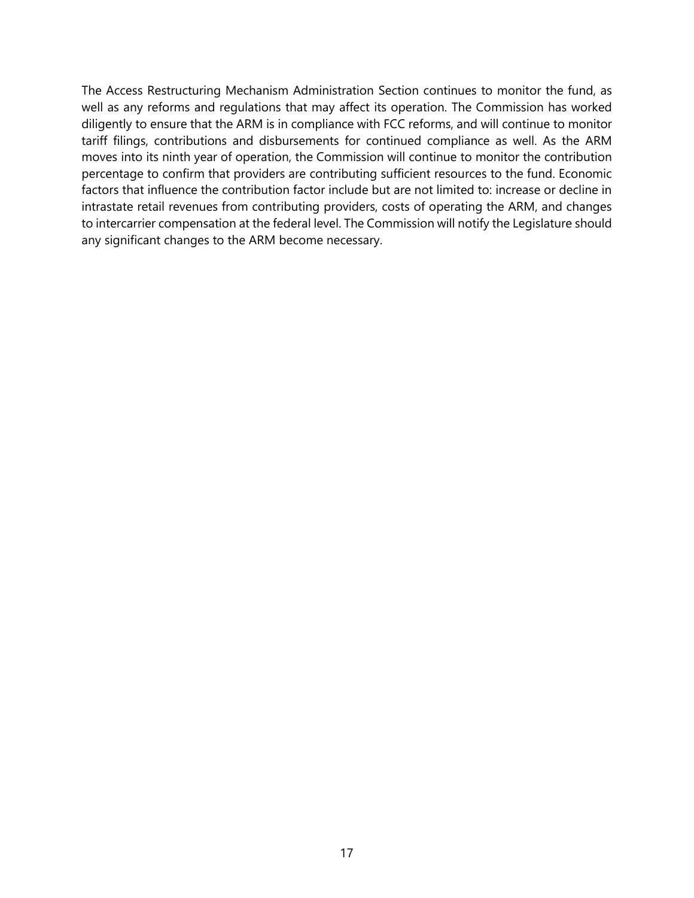The Access Restructuring Mechanism Administration Section continues to monitor the fund, as well as any reforms and regulations that may affect its operation. The Commission has worked diligently to ensure that the ARM is in compliance with FCC reforms, and will continue to monitor tariff filings, contributions and disbursements for continued compliance as well. As the ARM moves into its ninth year of operation, the Commission will continue to monitor the contribution percentage to confirm that providers are contributing sufficient resources to the fund. Economic factors that influence the contribution factor include but are not limited to: increase or decline in intrastate retail revenues from contributing providers, costs of operating the ARM, and changes to intercarrier compensation at the federal level. The Commission will notify the Legislature should any significant changes to the ARM become necessary.